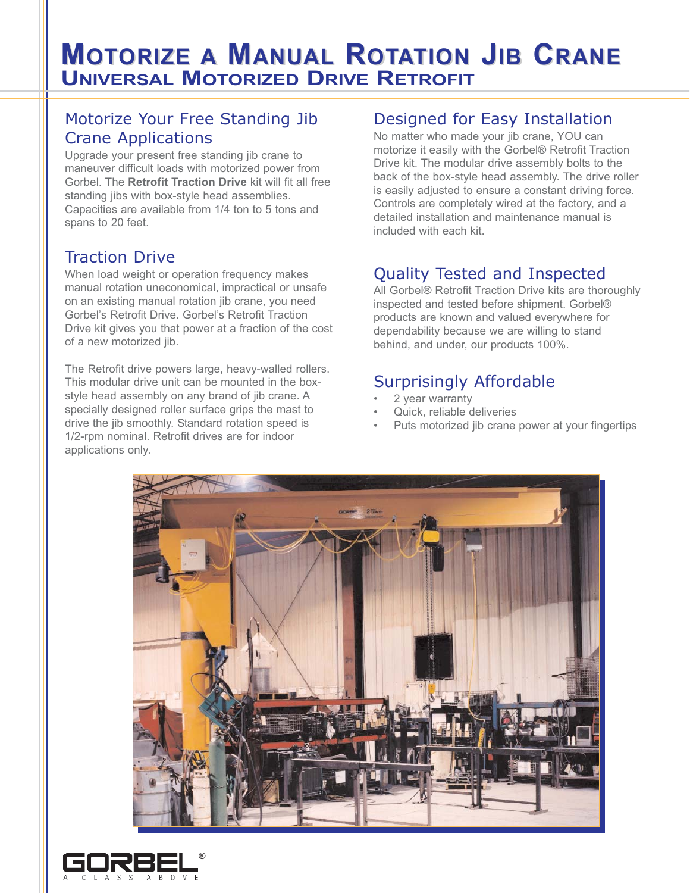# Motorize a Manual Rotation Jib Crane

## Universal Motorized Drive Retrofit

### Motorize Your Free Standing Jib Crane Applications

Upgrade your present free standing jib crane to maneuver difficult loads with motorized power from Gorbel. The **Retrofit Traction Drive** kit will fit all free standing jibs with box-style head assemblies. Capacities are available from 1/4 ton to 5 tons and spans to 20 feet.

### Traction Drive

When load weight or operation frequency makes manual rotation uneconomical, impractical or unsafe on an existing manual rotation jib crane, you need Gorbel's Retrofit Drive. Gorbel's Retrofit Traction Drive kit gives you that power at a fraction of the cost of a new motorized jib.

The Retrofit drive powers large, heavy-walled rollers. This modular drive unit can be mounted in the box-style head assembly on any brand of jib crane. A specially designed roller surface grips the mast to drive the jib smoothly. Standard rotation speed is 1/2-rpm nominal. Retrofit drives are for indoor applications only.

### Designed for Easy Installation

No matter who made your jib crane, YOU can motorize it easily with the Gorbel® Retrofit Traction Drive kit. The modular drive assembly bolts to the back of the box-style head assembly. The drive roller is easily adjusted to ensure a constant driving force. Controls are completely wired at the factory, and a detailed installation and maintenance manual is included with each kit.

### Quality Tested and Inspected

All Gorbel® Retrofit Traction Drive kits are thoroughly inspected and tested before shipment. Gorbel® products are known and valued everywhere for dependability because we are willing to stand behind, and under, our products 100%.

### Surprisingly Affordable

- 2 year warranty
- Quick, reliable deliveries
- Puts motorized jib crane power at your fingertips

GORBEL®
A CLASS ABOVE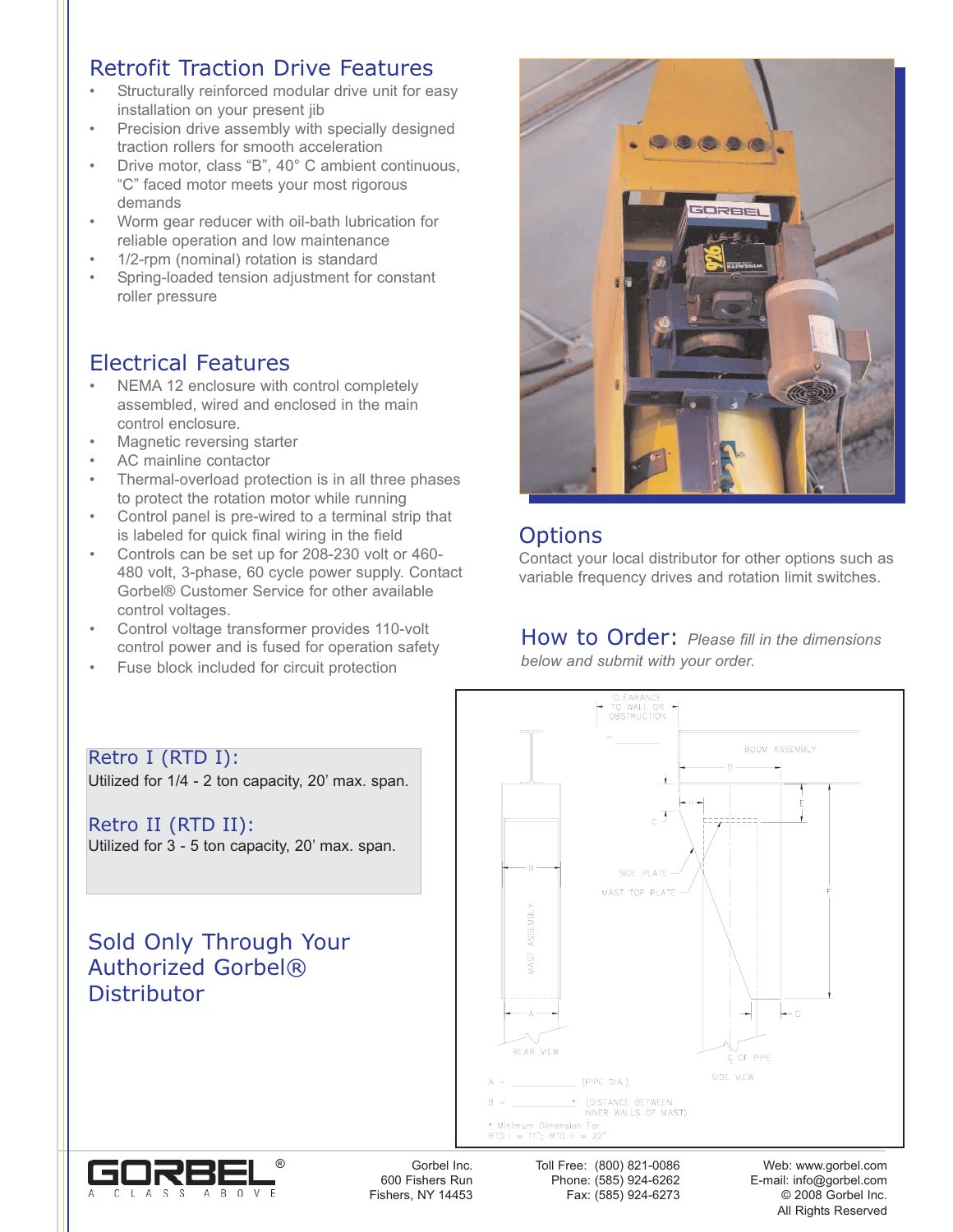## Retrofit Traction Drive Features

- Structurally reinforced modular drive unit for easy installation on your present jib
- Precision drive assembly with specially designed traction rollers for smooth acceleration
- Drive motor, class "B", 40° C ambient continuous, "C" faced motor meets your most rigorous demands
- Worm gear reducer with oil-bath lubrication for reliable operation and low maintenance
- 1/2-rpm (nominal) rotation is standard
- Spring-loaded tension adjustment for constant roller pressure

## Electrical Features

- NEMA 12 enclosure with control completely assembled, wired and enclosed in the main control enclosure.
- Magnetic reversing starter
- AC mainline contactor
- Thermal-overload protection is in all three phases to protect the rotation motor while running
- Control panel is pre-wired to a terminal strip that is labeled for quick final wiring in the field
- Controls can be set up for 208-230 volt or 460-480 volt, 3-phase, 60 cycle power supply. Contact Gorbel® Customer Service for other available control voltages.
- Control voltage transformer provides 110-volt control power and is fused for operation safety
- Fuse block included for circuit protection

## Retro I (RTD I):

Utilized for 1/4 - 2 ton capacity, 20' max. span.

## Retro II (RTD II):

Utilized for 3 - 5 ton capacity, 20' max. span.

## Sold Only Through Your Authorized Gorbel® Distributor

## Options

Contact your local distributor for other options such as variable frequency drives and rotation limit switches.

## How to Order: *Please fill in the dimensions below and submit with your order.*

CLEARANCE TO WALL OR OBSTRUCTION

BOOM ASSEMBLY

D

E

C

H

B

SIDE PLATE

MAST TOP PLATE

F

MAST ASSEMBLY

A

G

REAR VIEW

℄ OF PIPE

SIDE VIEW

A = ____________ (PIPE DIA.)

B = ____________ * (DISTANCE BETWEEN INNER WALLS OF MAST)

* Minimum Dimension For RTD I = 11"; RTD II = 22"

GORBEL®
A CLASS ABOVE

Gorbel Inc.
600 Fishers Run
Fishers, NY 14453

Toll Free: (800) 821-0086
Phone: (585) 924-6262
Fax: (585) 924-6273

Web: www.gorbel.com
E-mail: info@gorbel.com
© 2008 Gorbel Inc.
All Rights Reserved